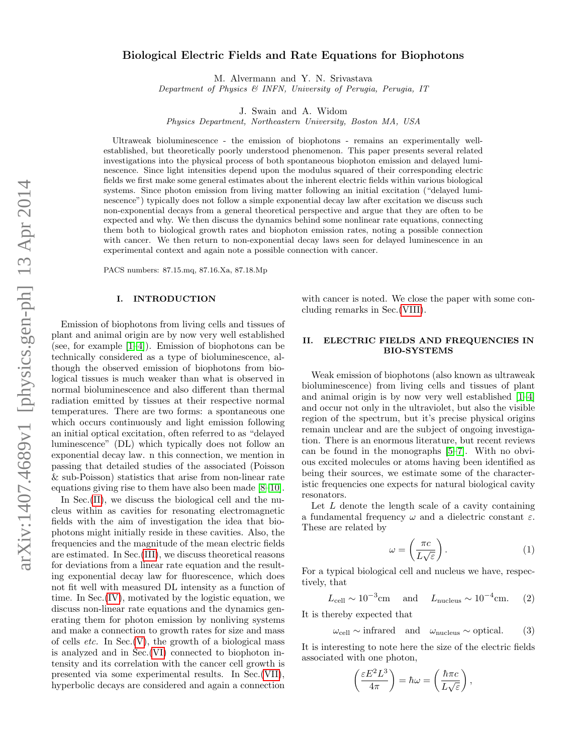# Biological Electric Fields and Rate Equations for Biophotons

M. Alvermann and Y. N. Srivastava
*Department of Physics & INFN, University of Perugia, Perugia, IT*

J. Swain and A. Widom
*Physics Department, Northeastern University, Boston MA, USA*

Ultraweak bioluminescence - the emission of biophotons - remains an experimentally well-established, but theoretically poorly understood phenomenon. This paper presents several related investigations into the physical process of both spontaneous biophoton emission and delayed luminescence. Since light intensities depend upon the modulus squared of their corresponding electric fields we first make some general estimates about the inherent electric fields within various biological systems. Since photon emission from living matter following an initial excitation ("delayed luminescence") typically does not follow a simple exponential decay law after excitation we discuss such non-exponential decays from a general theoretical perspective and argue that they are often to be expected and why. We then discuss the dynamics behind some nonlinear rate equations, connecting them both to biological growth rates and biophoton emission rates, noting a possible connection with cancer. We then return to non-exponential decay laws seen for delayed luminescence in an experimental context and again note a possible connection with cancer.

PACS numbers: 87.15.mq, 87.16.Xa, 87.18.Mp

## I. INTRODUCTION

Emission of biophotons from living cells and tissues of plant and animal origin are by now very well established (see, for example [1–4]). Emission of biophotons can be technically considered as a type of bioluminescence, although the observed emission of biophotons from biological tissues is much weaker than what is observed in normal bioluminescence and also different than thermal radiation emitted by tissues at their respective normal temperatures. There are two forms: a spontaneous one which occurs continuously and light emission following an initial optical excitation, often referred to as "delayed luminescence" (DL) which typically does not follow an exponential decay law. n this connection, we mention in passing that detailed studies of the associated (Poisson & sub-Poisson) statistics that arise from non-linear rate equations giving rise to them have also been made [8–10].

In Sec.(II), we discuss the biological cell and the nucleus within as cavities for resonating electromagnetic fields with the aim of investigation the idea that biophotons might initially reside in these cavities. Also, the frequencies and the magnitude of the mean electric fields are estimated. In Sec.(III), we discuss theoretical reasons for deviations from a linear rate equation and the resulting exponential decay law for fluorescence, which does not fit well with measured DL intensity as a function of time. In Sec.(IV), motivated by the logistic equation, we discuss non-linear rate equations and the dynamics generating them for photon emission by nonliving systems and make a connection to growth rates for size and mass of cells *etc.* In Sec.(V), the growth of a biological mass is analyzed and in Sec.(VI) connected to biophoton intensity and its correlation with the cancer cell growth is presented via some experimental results. In Sec.(VII), hyperbolic decays are considered and again a connection with cancer is noted. We close the paper with some concluding remarks in Sec.(VIII).

## II. ELECTRIC FIELDS AND FREQUENCIES IN BIO-SYSTEMS

Weak emission of biophotons (also known as ultraweak bioluminescence) from living cells and tissues of plant and animal origin is by now very well established [1–4] and occur not only in the ultraviolet, but also the visible region of the spectrum, but it's precise physical origins remain unclear and are the subject of ongoing investigation. There is an enormous literature, but recent reviews can be found in the monographs [5–7]. With no obvious excited molecules or atoms having been identified as being their sources, we estimate some of the characteristic frequencies one expects for natural biological cavity resonators.

Let $L$ denote the length scale of a cavity containing a fundamental frequency $\omega$ and a dielectric constant $\varepsilon$. These are related by

$$\omega = \left(\frac{\pi c}{L\sqrt{\varepsilon}}\right). \tag{1}$$

For a typical biological cell and nucleus we have, respectively, that

$$L_{\rm cell} \sim 10^{-3}{\rm cm} \quad \text{and} \quad L_{\rm nucleus} \sim 10^{-4}{\rm cm}. \tag{2}$$

It is thereby expected that

$$\omega_{\rm cell} \sim \text{infrared} \quad \text{and} \quad \omega_{\rm nucleus} \sim \text{optical}. \tag{3}$$

It is interesting to note here the size of the electric fields associated with one photon,

$$\left(\frac{\varepsilon E^2 L^3}{4\pi}\right) = \hbar\omega = \left(\frac{\hbar \pi c}{L\sqrt{\varepsilon}}\right),$$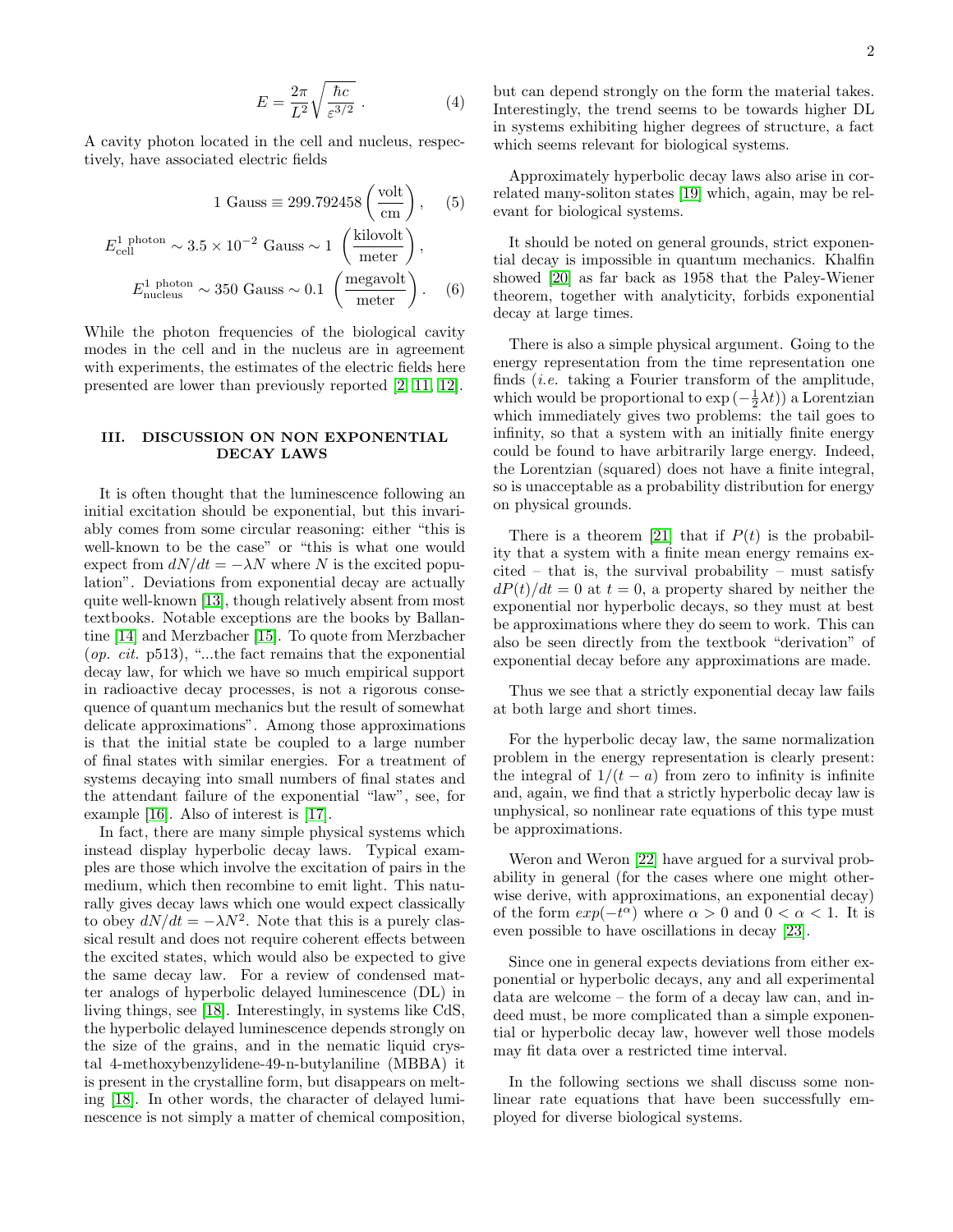$$E = \frac{2\pi}{L^2}\sqrt{\frac{\hbar c}{\varepsilon^{3/2}}} \ . \qquad (4)$$

A cavity photon located in the cell and nucleus, respectively, have associated electric fields

$$1 \text{ Gauss} \equiv 299.792458 \left(\frac{\text{volt}}{\text{cm}}\right), \qquad (5)$$

$$E^{1 \text{ photon}}_{\text{cell}} \sim 3.5 \times 10^{-2} \text{ Gauss} \sim 1 \left(\frac{\text{kilovolt}}{\text{meter}}\right),$$

$$E^{1 \text{ photon}}_{\text{nucleus}} \sim 350 \text{ Gauss} \sim 0.1 \left(\frac{\text{megavolt}}{\text{meter}}\right). \qquad (6)$$

While the photon frequencies of the biological cavity modes in the cell and in the nucleus are in agreement with experiments, the estimates of the electric fields here presented are lower than previously reported [2, 11, 12].

## III. DISCUSSION ON NON EXPONENTIAL DECAY LAWS

It is often thought that the luminescence following an initial excitation should be exponential, but this invariably comes from some circular reasoning: either "this is well-known to be the case" or "this is what one would expect from $dN/dt = -\lambda N$ where $N$ is the excited population". Deviations from exponential decay are actually quite well-known [13], though relatively absent from most textbooks. Notable exceptions are the books by Ballantine [14] and Merzbacher [15]. To quote from Merzbacher (*op. cit.* p513), "...the fact remains that the exponential decay law, for which we have so much empirical support in radioactive decay processes, is not a rigorous consequence of quantum mechanics but the result of somewhat delicate approximations". Among those approximations is that the initial state be coupled to a large number of final states with similar energies. For a treatment of systems decaying into small numbers of final states and the attendant failure of the exponential "law", see, for example [16]. Also of interest is [17].

In fact, there are many simple physical systems which instead display hyperbolic decay laws. Typical examples are those which involve the excitation of pairs in the medium, which then recombine to emit light. This naturally gives decay laws which one would expect classically to obey $dN/dt = -\lambda N^2$. Note that this is a purely classical result and does not require coherent effects between the excited states, which would also be expected to give the same decay law. For a review of condensed matter analogs of hyperbolic delayed luminescence (DL) in living things, see [18]. Interestingly, in systems like CdS, the hyperbolic delayed luminescence depends strongly on the size of the grains, and in the nematic liquid crystal 4-methoxybenzylidene-49-n-butylaniline (MBBA) it is present in the crystalline form, but disappears on melting [18]. In other words, the character of delayed luminescence is not simply a matter of chemical composition, but can depend strongly on the form the material takes. Interestingly, the trend seems to be towards higher DL in systems exhibiting higher degrees of structure, a fact which seems relevant for biological systems.

Approximately hyperbolic decay laws also arise in correlated many-soliton states [19] which, again, may be relevant for biological systems.

It should be noted on general grounds, strict exponential decay is impossible in quantum mechanics. Khalfin showed [20] as far back as 1958 that the Paley-Wiener theorem, together with analyticity, forbids exponential decay at large times.

There is also a simple physical argument. Going to the energy representation from the time representation one finds (*i.e.* taking a Fourier transform of the amplitude, which would be proportional to $\exp(-\frac{1}{2}\lambda t)$) a Lorentzian which immediately gives two problems: the tail goes to infinity, so that a system with an initially finite energy could be found to have arbitrarily large energy. Indeed, the Lorentzian (squared) does not have a finite integral, so is unacceptable as a probability distribution for energy on physical grounds.

There is a theorem [21] that if $P(t)$ is the probability that a system with a finite mean energy remains excited – that is, the survival probability – must satisfy $dP(t)/dt = 0$ at $t = 0$, a property shared by neither the exponential nor hyperbolic decays, so they must at best be approximations where they do seem to work. This can also be seen directly from the textbook "derivation" of exponential decay before any approximations are made.

Thus we see that a strictly exponential decay law fails at both large and short times.

For the hyperbolic decay law, the same normalization problem in the energy representation is clearly present: the integral of $1/(t - a)$ from zero to infinity is infinite and, again, we find that a strictly hyperbolic decay law is unphysical, so nonlinear rate equations of this type must be approximations.

Weron and Weron [22] have argued for a survival probability in general (for the cases where one might otherwise derive, with approximations, an exponential decay) of the form $exp(-t^{\alpha})$ where $\alpha > 0$ and $0 < \alpha < 1$. It is even possible to have oscillations in decay [23].

Since one in general expects deviations from either exponential or hyperbolic decays, any and all experimental data are welcome – the form of a decay law can, and indeed must, be more complicated than a simple exponential or hyperbolic decay law, however well those models may fit data over a restricted time interval.

In the following sections we shall discuss some nonlinear rate equations that have been successfully employed for diverse biological systems.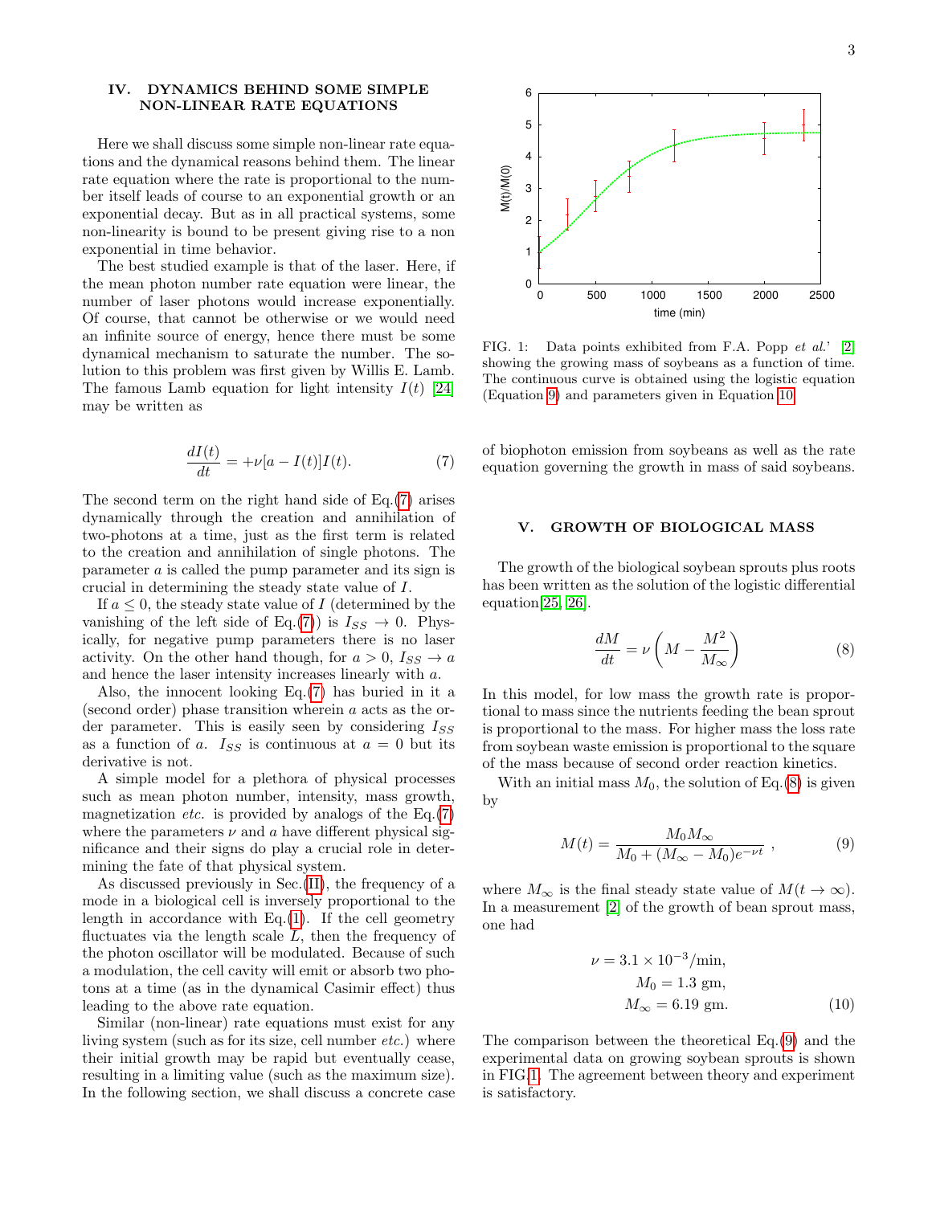## IV. DYNAMICS BEHIND SOME SIMPLE NON-LINEAR RATE EQUATIONS

Here we shall discuss some simple non-linear rate equations and the dynamical reasons behind them. The linear rate equation where the rate is proportional to the number itself leads of course to an exponential growth or an exponential decay. But as in all practical systems, some non-linearity is bound to be present giving rise to a non exponential in time behavior.

The best studied example is that of the laser. Here, if the mean photon number rate equation were linear, the number of laser photons would increase exponentially. Of course, that cannot be otherwise or we would need an infinite source of energy, hence there must be some dynamical mechanism to saturate the number. The solution to this problem was first given by Willis E. Lamb. The famous Lamb equation for light intensity $I(t)$ [24] may be written as

$$\frac{dI(t)}{dt} = +\nu[a - I(t)]I(t). \tag{7}$$

The second term on the right hand side of Eq.(7) arises dynamically through the creation and annihilation of two-photons at a time, just as the first term is related to the creation and annihilation of single photons. The parameter $a$ is called the pump parameter and its sign is crucial in determining the steady state value of $I$.

If $a \leq 0$, the steady state value of $I$ (determined by the vanishing of the left side of Eq.(7)) is $I_{SS} \to 0$. Physically, for negative pump parameters there is no laser activity. On the other hand though, for $a > 0$, $I_{SS} \to a$ and hence the laser intensity increases linearly with $a$.

Also, the innocent looking Eq.(7) has buried in it a (second order) phase transition wherein $a$ acts as the order parameter. This is easily seen by considering $I_{SS}$ as a function of $a$. $I_{SS}$ is continuous at $a = 0$ but its derivative is not.

A simple model for a plethora of physical processes such as mean photon number, intensity, mass growth, magnetization *etc.* is provided by analogs of the Eq.(7) where the parameters $\nu$ and $a$ have different physical significance and their signs do play a crucial role in determining the fate of that physical system.

As discussed previously in Sec.(II), the frequency of a mode in a biological cell is inversely proportional to the length in accordance with Eq.(1). If the cell geometry fluctuates via the length scale $L$, then the frequency of the photon oscillator will be modulated. Because of such a modulation, the cell cavity will emit or absorb two photons at a time (as in the dynamical Casimir effect) thus leading to the above rate equation.

Similar (non-linear) rate equations must exist for any living system (such as for its size, cell number *etc.*) where their initial growth may be rapid but eventually cease, resulting in a limiting value (such as the maximum size). In the following section, we shall discuss a concrete case of biophoton emission from soybeans as well as the rate equation governing the growth in mass of said soybeans.

FIG. 1: Data points exhibited from F.A. Popp *et al.*' [2] showing the growing mass of soybeans as a function of time. The continuous curve is obtained using the logistic equation (Equation 9) and parameters given in Equation 10

## V. GROWTH OF BIOLOGICAL MASS

The growth of the biological soybean sprouts plus roots has been written as the solution of the logistic differential equation[25, 26].

$$\frac{dM}{dt} = \nu\left(M - \frac{M^2}{M_\infty}\right) \tag{8}$$

In this model, for low mass the growth rate is proportional to mass since the nutrients feeding the bean sprout is proportional to the mass. For higher mass the loss rate from soybean waste emission is proportional to the square of the mass because of second order reaction kinetics.

With an initial mass $M_0$, the solution of Eq.(8) is given by

$$M(t) = \frac{M_0 M_\infty}{M_0 + (M_\infty - M_0)e^{-\nu t}}\ , \tag{9}$$

where $M_\infty$ is the final steady state value of $M(t \to \infty)$. In a measurement [2] of the growth of bean sprout mass, one had

$$\begin{aligned} \nu &= 3.1 \times 10^{-3}/\text{min}, \\ M_0 &= 1.3 \text{ gm}, \\ M_\infty &= 6.19 \text{ gm}. \end{aligned} \tag{10}$$

The comparison between the theoretical Eq.(9) and the experimental data on growing soybean sprouts is shown in FIG.1. The agreement between theory and experiment is satisfactory.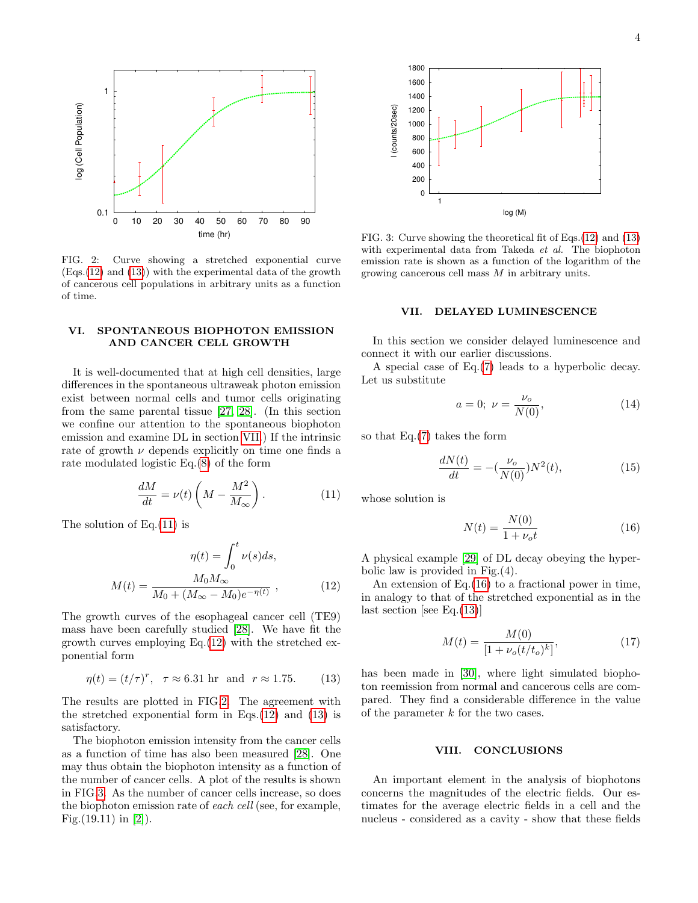FIG. 2: Curve showing a stretched exponential curve (Eqs.(12) and (13)) with the experimental data of the growth of cancerous cell populations in arbitrary units as a function of time.

## VI. SPONTANEOUS BIOPHOTON EMISSION AND CANCER CELL GROWTH

It is well-documented that at high cell densities, large differences in the spontaneous ultraweak photon emission exist between normal cells and tumor cells originating from the same parental tissue [27, 28]. (In this section we confine our attention to the spontaneous biophoton emission and examine DL in section VII.) If the intrinsic rate of growth $\nu$ depends explicitly on time one finds a rate modulated logistic Eq.(8) of the form

$$\frac{dM}{dt} = \nu(t)\left(M - \frac{M^2}{M_\infty}\right). \tag{11}$$

The solution of Eq.(11) is

$$\eta(t) = \int_0^t \nu(s)ds,$$
$$M(t) = \frac{M_0 M_\infty}{M_0 + (M_\infty - M_0)e^{-\eta(t)}}\ , \tag{12}$$

The growth curves of the esophageal cancer cell (TE9) mass have been carefully studied [28]. We have fit the growth curves employing Eq.(12) with the stretched exponential form

$$\eta(t) = (t/\tau)^r, \quad \tau \approx 6.31 \text{ hr} \quad \text{and} \quad r \approx 1.75. \tag{13}$$

The results are plotted in FIG.2. The agreement with the stretched exponential form in Eqs.(12) and (13) is satisfactory.

The biophoton emission intensity from the cancer cells as a function of time has also been measured [28]. One may thus obtain the biophoton intensity as a function of the number of cancer cells. A plot of the results is shown in FIG.3. As the number of cancer cells increase, so does the biophoton emission rate of *each cell* (see, for example, Fig.(19.11) in [2]).

FIG. 3: Curve showing the theoretical fit of Eqs.(12) and (13) with experimental data from Takeda *et al.* The biophoton emission rate is shown as a function of the logarithm of the growing cancerous cell mass $M$ in arbitrary units.

## VII. DELAYED LUMINESCENCE

In this section we consider delayed luminescence and connect it with our earlier discussions.

A special case of Eq.(7) leads to a hyperbolic decay. Let us substitute

$$a = 0;\ \nu = \frac{\nu_o}{N(0)}, \tag{14}$$

so that Eq.(7) takes the form

$$\frac{dN(t)}{dt} = -(\frac{\nu_o}{N(0)})N^2(t), \tag{15}$$

whose solution is

$$N(t) = \frac{N(0)}{1 + \nu_o t} \tag{16}$$

A physical example [29] of DL decay obeying the hyperbolic law is provided in Fig.(4).

An extension of Eq.(16) to a fractional power in time, in analogy to that of the stretched exponential as in the last section [see Eq.(13)]

$$M(t) = \frac{M(0)}{[1 + \nu_o(t/t_o)^k]}, \tag{17}$$

has been made in [30], where light simulated biophoton reemission from normal and cancerous cells are compared. They find a considerable difference in the value of the parameter $k$ for the two cases.

## VIII. CONCLUSIONS

An important element in the analysis of biophotons concerns the magnitudes of the electric fields. Our estimates for the average electric fields in a cell and the nucleus - considered as a cavity - show that these fields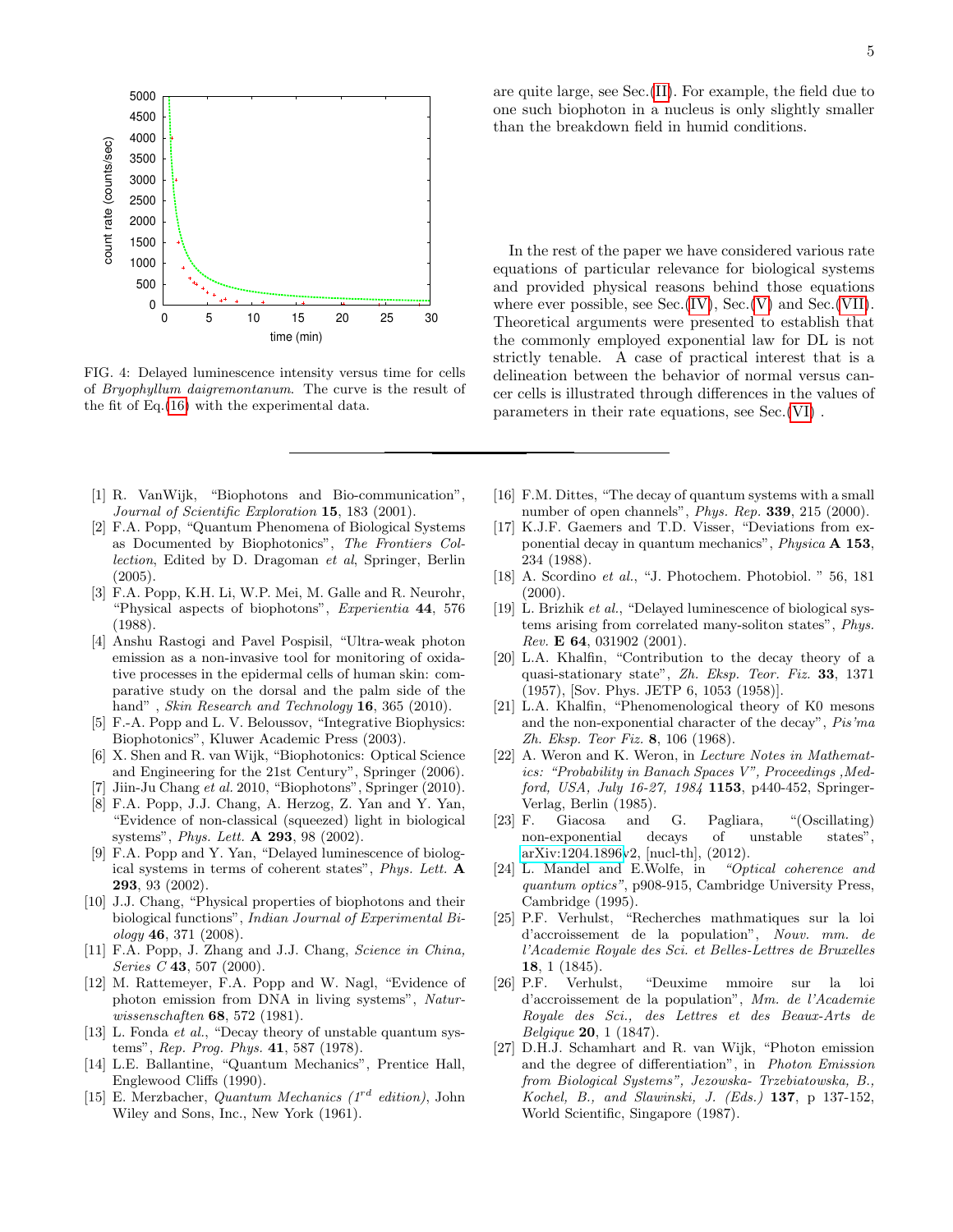FIG. 4: Delayed luminescence intensity versus time for cells of *Bryophyllum daigremontanum*. The curve is the result of the fit of Eq.(16) with the experimental data.

are quite large, see Sec.(II). For example, the field due to one such biophoton in a nucleus is only slightly smaller than the breakdown field in humid conditions.

In the rest of the paper we have considered various rate equations of particular relevance for biological systems and provided physical reasons behind those equations where ever possible, see Sec.(IV), Sec.(V) and Sec.(VII). Theoretical arguments were presented to establish that the commonly employed exponential law for DL is not strictly tenable. A case of practical interest that is a delineation between the behavior of normal versus cancer cells is illustrated through differences in the values of parameters in their rate equations, see Sec.(VI) .

---

[1] R. VanWijk, "Biophotons and Bio-communication", *Journal of Scientific Exploration* **15**, 183 (2001).

[2] F.A. Popp, "Quantum Phenomena of Biological Systems as Documented by Biophotonics", *The Frontiers Collection*, Edited by D. Dragoman *et al*, Springer, Berlin (2005).

[3] F.A. Popp, K.H. Li, W.P. Mei, M. Galle and R. Neurohr, "Physical aspects of biophotons", *Experientia* **44**, 576 (1988).

[4] Anshu Rastogi and Pavel Pospisil, "Ultra-weak photon emission as a non-invasive tool for monitoring of oxidative processes in the epidermal cells of human skin: comparative study on the dorsal and the palm side of the hand" , *Skin Research and Technology* **16**, 365 (2010).

[5] F.-A. Popp and L. V. Beloussov, "Integrative Biophysics: Biophotonics", Kluwer Academic Press (2003).

[6] X. Shen and R. van Wijk, "Biophotonics: Optical Science and Engineering for the 21st Century", Springer (2006).

[7] Jiin-Ju Chang *et al.* 2010, "Biophotons", Springer (2010).

[8] F.A. Popp, J.J. Chang, A. Herzog, Z. Yan and Y. Yan, "Evidence of non-classical (squeezed) light in biological systems", *Phys. Lett.* **A 293**, 98 (2002).

[9] F.A. Popp and Y. Yan, "Delayed luminescence of biological systems in terms of coherent states", *Phys. Lett.* **A 293**, 93 (2002).

[10] J.J. Chang, "Physical properties of biophotons and their biological functions", *Indian Journal of Experimental Biology* **46**, 371 (2008).

[11] F.A. Popp, J. Zhang and J.J. Chang, *Science in China, Series C* **43**, 507 (2000).

[12] M. Rattemeyer, F.A. Popp and W. Nagl, "Evidence of photon emission from DNA in living systems", *Naturwissenschaften* **68**, 572 (1981).

[13] L. Fonda *et al.*, "Decay theory of unstable quantum systems", *Rep. Prog. Phys.* **41**, 587 (1978).

[14] L.E. Ballantine, "Quantum Mechanics", Prentice Hall, Englewood Cliffs (1990).

[15] E. Merzbacher, *Quantum Mechanics (1$^{rd}$ edition)*, John Wiley and Sons, Inc., New York (1961).

[16] F.M. Dittes, "The decay of quantum systems with a small number of open channels", *Phys. Rep.* **339**, 215 (2000).

[17] K.J.F. Gaemers and T.D. Visser, "Deviations from exponential decay in quantum mechanics", *Physica* **A 153**, 234 (1988).

[18] A. Scordino *et al.*, "J. Photochem. Photobiol. " 56, 181 (2000).

[19] L. Brizhik *et al.*, "Delayed luminescence of biological systems arising from correlated many-soliton states", *Phys. Rev.* **E 64**, 031902 (2001).

[20] L.A. Khalfin, "Contribution to the decay theory of a quasi-stationary state", *Zh. Eksp. Teor. Fiz.* **33**, 1371 (1957), [Sov. Phys. JETP 6, 1053 (1958)].

[21] L.A. Khalfin, "Phenomenological theory of K0 mesons and the non-exponential character of the decay", *Pis'ma Zh. Eksp. Teor Fiz.* **8**, 106 (1968).

[22] A. Weron and K. Weron, in *Lecture Notes in Mathematics: "Probability in Banach Spaces V", Proceedings ,Medford, USA, July 16-27, 1984* **1153**, p440-452, Springer-Verlag, Berlin (1985).

[23] F. Giacosa and G. Pagliara, "(Oscillating) non-exponential decays of unstable states", arXiv:1204.1896v2, [nucl-th], (2012).

[24] L. Mandel and E.Wolfe, in *"Optical coherence and quantum optics"*, p908-915, Cambridge University Press, Cambridge (1995).

[25] P.F. Verhulst, "Recherches mathmatiques sur la loi d'accroissement de la population", *Nouv. mm. de l'Academie Royale des Sci. et Belles-Lettres de Bruxelles* **18**, 1 (1845).

[26] P.F. Verhulst, "Deuxime mmoire sur la loi d'accroissement de la population", *Mm. de l'Academie Royale des Sci., des Lettres et des Beaux-Arts de Belgique* **20**, 1 (1847).

[27] D.H.J. Schamhart and R. van Wijk, "Photon emission and the degree of differentiation", in *Photon Emission from Biological Systems", Jezowska- Trzebiatowska, B., Kochel, B., and Slawinski, J. (Eds.)* **137**, p 137-152, World Scientific, Singapore (1987).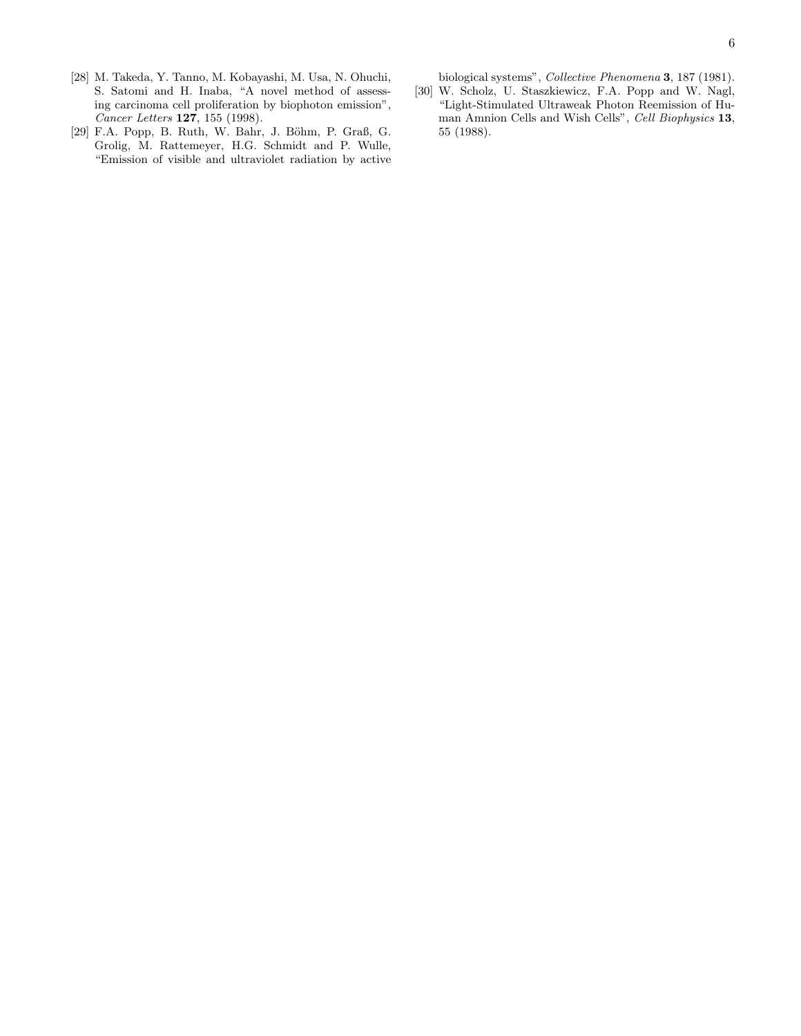[28] M. Takeda, Y. Tanno, M. Kobayashi, M. Usa, N. Ohuchi, S. Satomi and H. Inaba, "A novel method of assessing carcinoma cell proliferation by biophoton emission", *Cancer Letters* **127**, 155 (1998).

[29] F.A. Popp, B. Ruth, W. Bahr, J. Böhm, P. Graß, G. Grolig, M. Rattemeyer, H.G. Schmidt and P. Wulle, "Emission of visible and ultraviolet radiation by active biological systems", *Collective Phenomena* **3**, 187 (1981).

[30] W. Scholz, U. Staszkiewicz, F.A. Popp and W. Nagl, "Light-Stimulated Ultraweak Photon Reemission of Human Amnion Cells and Wish Cells", *Cell Biophysics* **13**, 55 (1988).